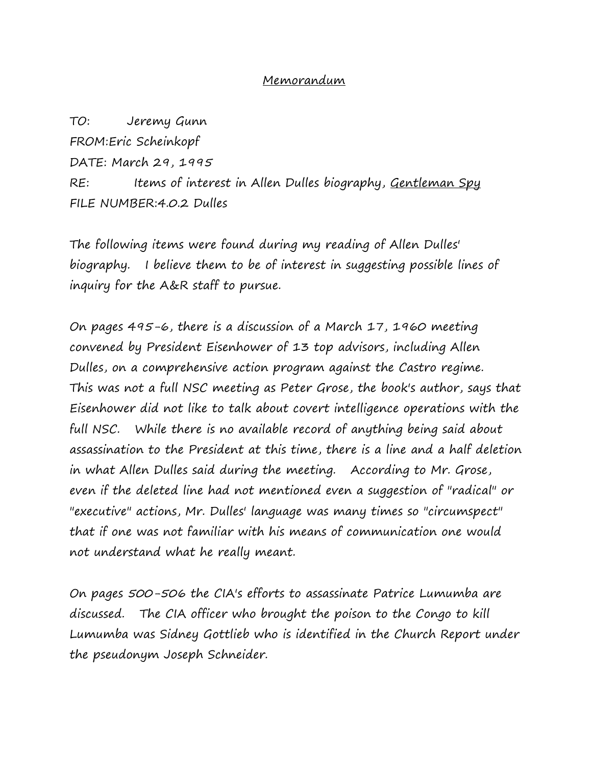<u>Memorandum</u>

TO: Jeremy Gunn
FROM:Eric Scheinkopf
DATE: March 29, 1995
RE: Items of interest in Allen Dulles biography, <u>Gentleman Spy</u>
FILE NUMBER:4.0.2 Dulles

The following items were found during my reading of Allen Dulles' biography. I believe them to be of interest in suggesting possible lines of inquiry for the A&R staff to pursue.

On pages 495-6, there is a discussion of a March 17, 1960 meeting convened by President Eisenhower of 13 top advisors, including Allen Dulles, on a comprehensive action program against the Castro regime. This was not a full NSC meeting as Peter Grose, the book's author, says that Eisenhower did not like to talk about covert intelligence operations with the full NSC. While there is no available record of anything being said about assassination to the President at this time, there is a line and a half deletion in what Allen Dulles said during the meeting. According to Mr. Grose, even if the deleted line had not mentioned even a suggestion of "radical" or "executive" actions, Mr. Dulles' language was many times so "circumspect" that if one was not familiar with his means of communication one would not understand what he really meant.

On pages 500-506 the CIA's efforts to assassinate Patrice Lumumba are discussed. The CIA officer who brought the poison to the Congo to kill Lumumba was Sidney Gottlieb who is identified in the Church Report under the pseudonym Joseph Schneider.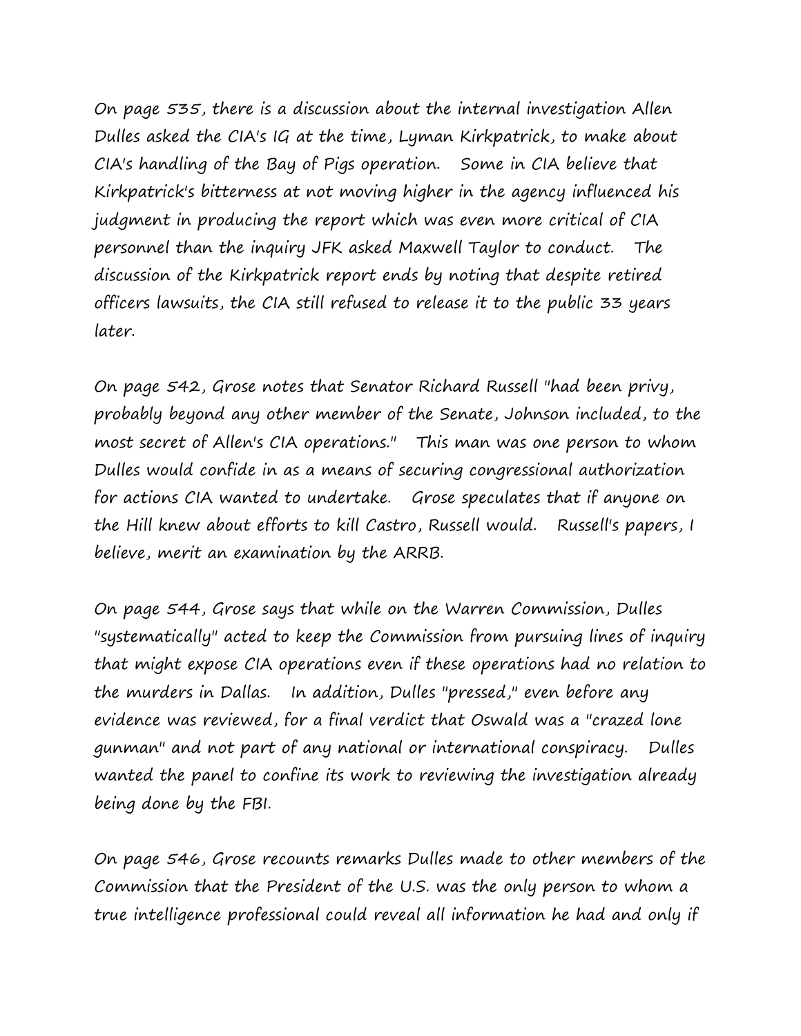On page 535, there is a discussion about the internal investigation Allen Dulles asked the CIA's IG at the time, Lyman Kirkpatrick, to make about CIA's handling of the Bay of Pigs operation. Some in CIA believe that Kirkpatrick's bitterness at not moving higher in the agency influenced his judgment in producing the report which was even more critical of CIA personnel than the inquiry JFK asked Maxwell Taylor to conduct. The discussion of the Kirkpatrick report ends by noting that despite retired officers lawsuits, the CIA still refused to release it to the public 33 years later.

On page 542, Grose notes that Senator Richard Russell "had been privy, probably beyond any other member of the Senate, Johnson included, to the most secret of Allen's CIA operations." This man was one person to whom Dulles would confide in as a means of securing congressional authorization for actions CIA wanted to undertake. Grose speculates that if anyone on the Hill knew about efforts to kill Castro, Russell would. Russell's papers, I believe, merit an examination by the ARRB.

On page 544, Grose says that while on the Warren Commission, Dulles "systematically" acted to keep the Commission from pursuing lines of inquiry that might expose CIA operations even if these operations had no relation to the murders in Dallas. In addition, Dulles "pressed," even before any evidence was reviewed, for a final verdict that Oswald was a "crazed lone gunman" and not part of any national or international conspiracy. Dulles wanted the panel to confine its work to reviewing the investigation already being done by the FBI.

On page 546, Grose recounts remarks Dulles made to other members of the Commission that the President of the U.S. was the only person to whom a true intelligence professional could reveal all information he had and only if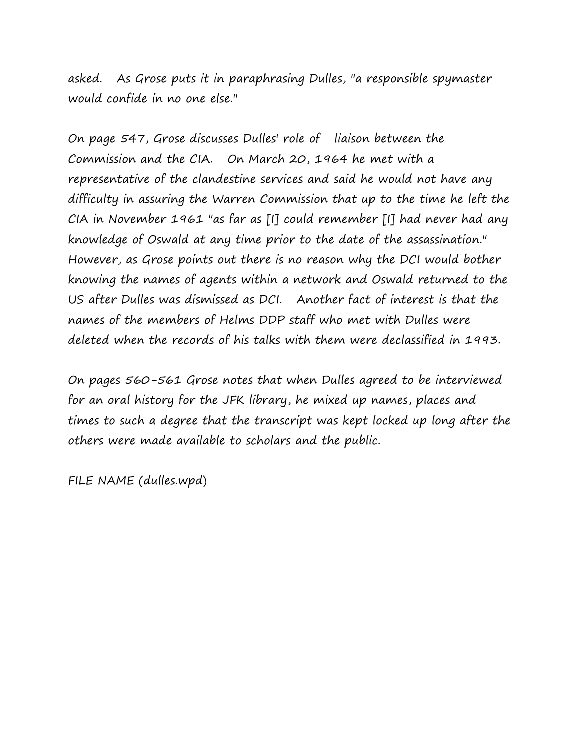asked. As Grose puts it in paraphrasing Dulles, "a responsible spymaster would confide in no one else."

On page 547, Grose discusses Dulles' role of liaison between the Commission and the CIA. On March 20, 1964 he met with a representative of the clandestine services and said he would not have any difficulty in assuring the Warren Commission that up to the time he left the CIA in November 1961 "as far as [I] could remember [I] had never had any knowledge of Oswald at any time prior to the date of the assassination." However, as Grose points out there is no reason why the DCI would bother knowing the names of agents within a network and Oswald returned to the US after Dulles was dismissed as DCI. Another fact of interest is that the names of the members of Helms DDP staff who met with Dulles were deleted when the records of his talks with them were declassified in 1993.

On pages 560-561 Grose notes that when Dulles agreed to be interviewed for an oral history for the JFK library, he mixed up names, places and times to such a degree that the transcript was kept locked up long after the others were made available to scholars and the public.

FILE NAME (dulles.wpd)